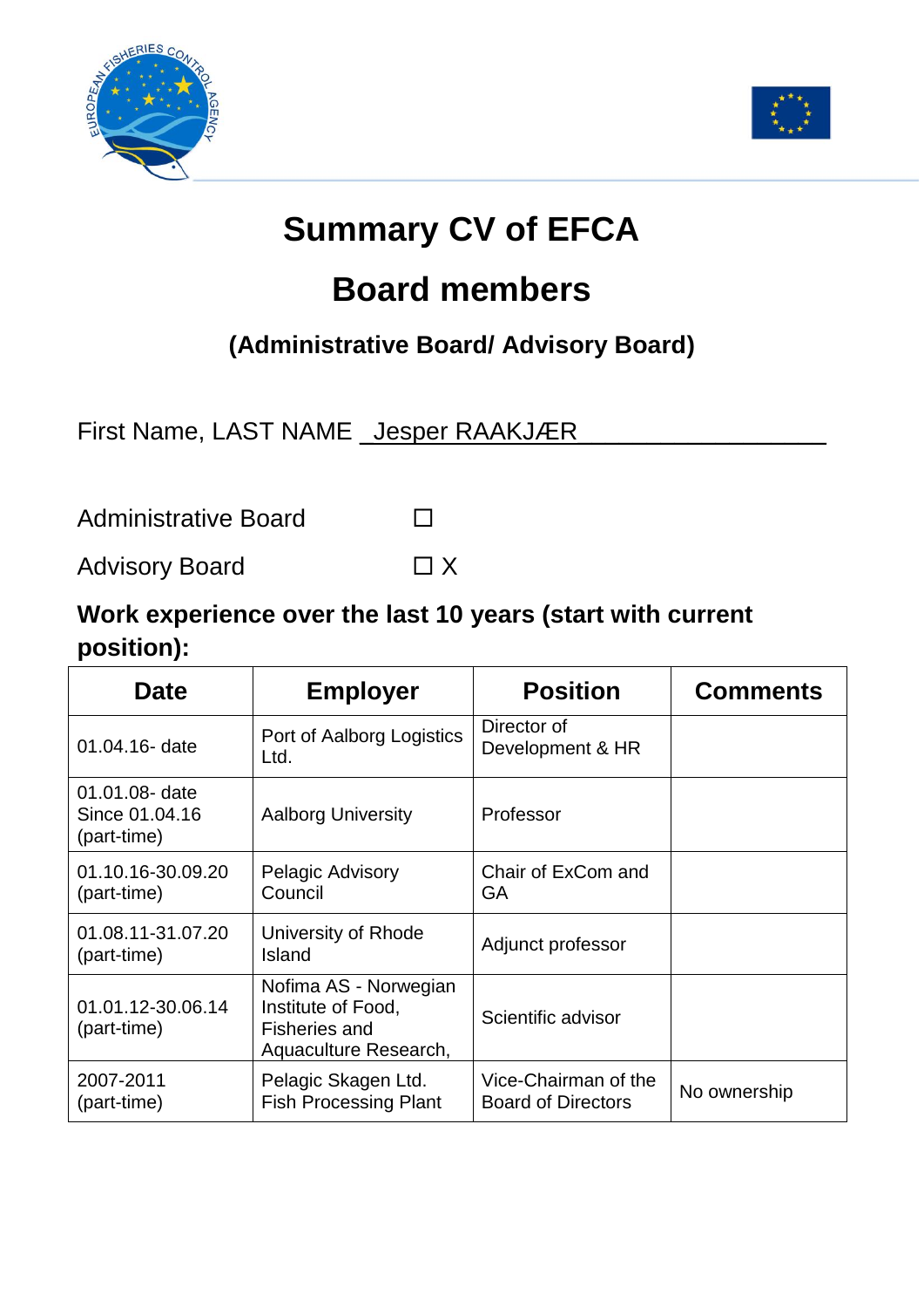# Summary CV of EFCA

# Board members

### (Administrative Board/ Advisory Board)

First Name, LAST NAME  Jesper RAAKJÆR

Administrative Board ☐

Advisory Board ☐ X

**Work experience over the last 10 years (start with current position):**

| Date | Employer | Position | Comments |
|---|---|---|---|
| 01.04.16- date | Port of Aalborg Logistics Ltd. | Director of Development & HR | |
| 01.01.08- date Since 01.04.16 (part-time) | Aalborg University | Professor | |
| 01.10.16-30.09.20 (part-time) | Pelagic Advisory Council | Chair of ExCom and GA | |
| 01.08.11-31.07.20 (part-time) | University of Rhode Island | Adjunct professor | |
| 01.01.12-30.06.14 (part-time) | Nofima AS - Norwegian Institute of Food, Fisheries and Aquaculture Research, | Scientific advisor | |
| 2007-2011 (part-time) | Pelagic Skagen Ltd. Fish Processing Plant | Vice-Chairman of the Board of Directors | No ownership |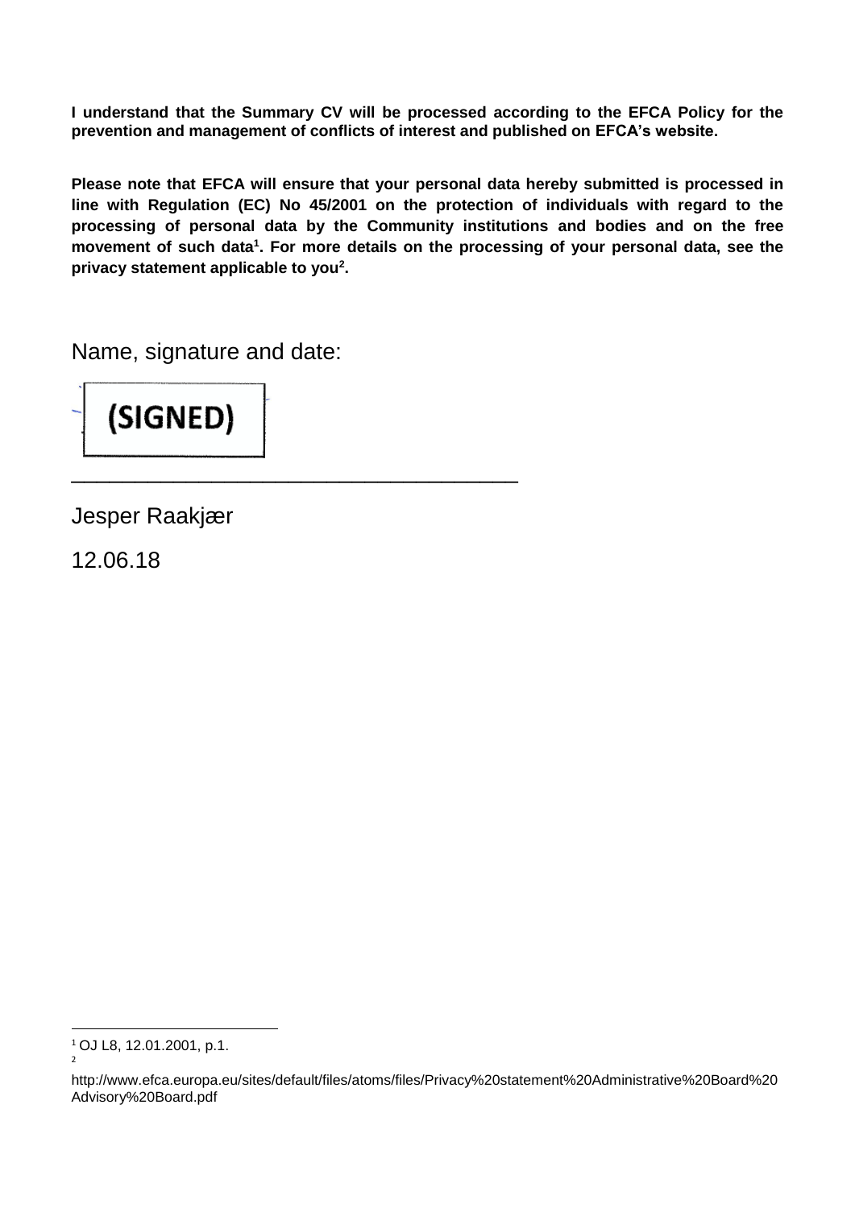**I understand that the Summary CV will be processed according to the EFCA Policy for the prevention and management of conflicts of interest and published on EFCA's website.**

**Please note that EFCA will ensure that your personal data hereby submitted is processed in line with Regulation (EC) No 45/2001 on the protection of individuals with regard to the processing of personal data by the Community institutions and bodies and on the free movement of such data[1]. For more details on the processing of your personal data, see the privacy statement applicable to you[2].**

Name, signature and date:

(SIGNED)

\_\_\_\_\_\_\_\_\_\_\_\_\_\_\_\_\_\_\_\_\_\_\_\_\_\_\_\_\_\_\_\_\_\_\_\_\_\_\_\_

Jesper Raakjær

12.06.18

---

[1] OJ L8, 12.01.2001, p.1.

[2] http://www.efca.europa.eu/sites/default/files/atoms/files/Privacy%20statement%20Administrative%20Board%20Advisory%20Board.pdf